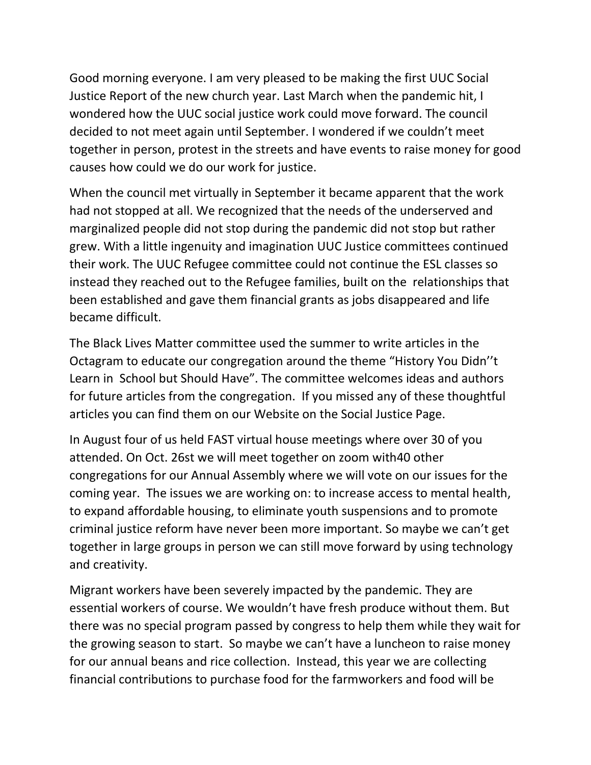Good morning everyone. I am very pleased to be making the first UUC Social Justice Report of the new church year. Last March when the pandemic hit, I wondered how the UUC social justice work could move forward. The council decided to not meet again until September. I wondered if we couldn't meet together in person, protest in the streets and have events to raise money for good causes how could we do our work for justice.

When the council met virtually in September it became apparent that the work had not stopped at all. We recognized that the needs of the underserved and marginalized people did not stop during the pandemic did not stop but rather grew. With a little ingenuity and imagination UUC Justice committees continued their work. The UUC Refugee committee could not continue the ESL classes so instead they reached out to the Refugee families, built on the relationships that been established and gave them financial grants as jobs disappeared and life became difficult.

The Black Lives Matter committee used the summer to write articles in the Octagram to educate our congregation around the theme "History You Didn''t Learn in School but Should Have". The committee welcomes ideas and authors for future articles from the congregation. If you missed any of these thoughtful articles you can find them on our Website on the Social Justice Page.

In August four of us held FAST virtual house meetings where over 30 of you attended. On Oct. 26st we will meet together on zoom with40 other congregations for our Annual Assembly where we will vote on our issues for the coming year. The issues we are working on: to increase access to mental health, to expand affordable housing, to eliminate youth suspensions and to promote criminal justice reform have never been more important. So maybe we can't get together in large groups in person we can still move forward by using technology and creativity.

Migrant workers have been severely impacted by the pandemic. They are essential workers of course. We wouldn't have fresh produce without them. But there was no special program passed by congress to help them while they wait for the growing season to start. So maybe we can't have a luncheon to raise money for our annual beans and rice collection. Instead, this year we are collecting financial contributions to purchase food for the farmworkers and food will be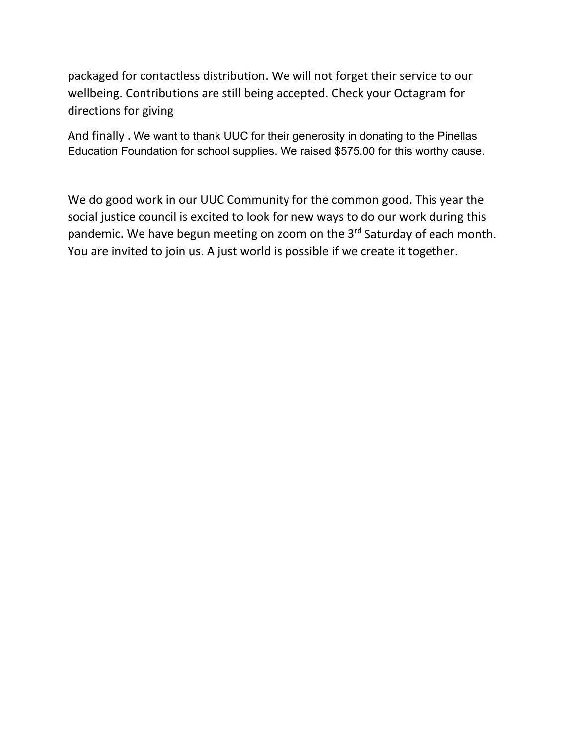packaged for contactless distribution. We will not forget their service to our wellbeing. Contributions are still being accepted. Check your Octagram for directions for giving

And finally . We want to thank UUC for their generosity in donating to the Pinellas Education Foundation for school supplies. We raised $575.00 for this worthy cause.

We do good work in our UUC Community for the common good. This year the social justice council is excited to look for new ways to do our work during this pandemic. We have begun meeting on zoom on the 3rd Saturday of each month. You are invited to join us. A just world is possible if we create it together.